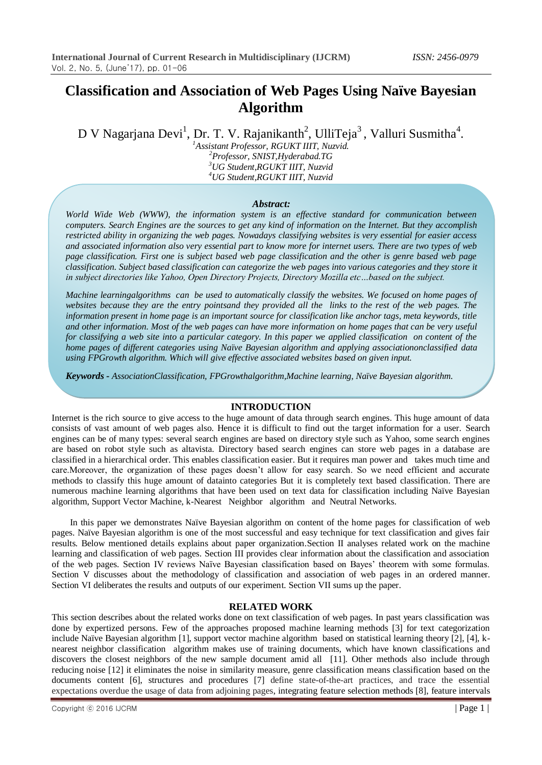# Classification and Association of Web Pages Using Naïve Bayesian Algorithm

D V Nagarjana Devi[1], Dr. T. V. Rajanikanth[2], UlliTeja[3] , Valluri Susmitha[4].

[1]*Assistant Professor, RGUKT IIIT, Nuzvid.*
[2]*Professor, SNIST,Hyderabad.TG*
[3]*UG Student,RGUKT IIIT, Nuzvid*
[4]*UG Student,RGUKT IIIT, Nuzvid*

***Abstract:***

*World Wide Web (WWW), the information system is an effective standard for communication between computers. Search Engines are the sources to get any kind of information on the Internet. But they accomplish restricted ability in organizing the web pages. Nowadays classifying websites is very essential for easier access and associated information also very essential part to know more for internet users. There are two types of web page classification. First one is subject based web page classification and the other is genre based web page classification. Subject based classification can categorize the web pages into various categories and they store it in subject directories like Yahoo, Open Directory Projects, Directory Mozilla etc…based on the subject.*

*Machine learningalgorithms can be used to automatically classify the websites. We focused on home pages of websites because they are the entry pointsand they provided all the links to the rest of the web pages. The information present in home page is an important source for classification like anchor tags, meta keywords, title and other information. Most of the web pages can have more information on home pages that can be very useful for classifying a web site into a particular category. In this paper we applied classification on content of the home pages of different categories using Naïve Bayesian algorithm and applying associationonclassified data using FPGrowth algorithm. Which will give effective associated websites based on given input.*

***Keywords -*** *AssociationClassification, FPGrowthalgorithm,Machine learning, Naïve Bayesian algorithm.*

## INTRODUCTION

Internet is the rich source to give access to the huge amount of data through search engines. This huge amount of data consists of vast amount of web pages also. Hence it is difficult to find out the target information for a user. Search engines can be of many types: several search engines are based on directory style such as Yahoo, some search engines are based on robot style such as altavista. Directory based search engines can store web pages in a database are classified in a hierarchical order. This enables classification easier. But it requires man power and takes much time and care.Moreover, the organization of these pages doesn't allow for easy search. So we need efficient and accurate methods to classify this huge amount of datainto categories But it is completely text based classification. There are numerous machine learning algorithms that have been used on text data for classification including Naïve Bayesian algorithm, Support Vector Machine, k-Nearest Neighbor algorithm and Neutral Networks.

In this paper we demonstrates Naïve Bayesian algorithm on content of the home pages for classification of web pages. Naïve Bayesian algorithm is one of the most successful and easy technique for text classification and gives fair results. Below mentioned details explains about paper organization.Section II analyses related work on the machine learning and classification of web pages. Section III provides clear information about the classification and association of the web pages. Section IV reviews Naïve Bayesian classification based on Bayes' theorem with some formulas. Section V discusses about the methodology of classification and association of web pages in an ordered manner. Section VI deliberates the results and outputs of our experiment. Section VII sums up the paper.

## RELATED WORK

This section describes about the related works done on text classification of web pages. In past years classification was done by expertized persons. Few of the approaches proposed machine learning methods [3] for text categorization include Naïve Bayesian algorithm [1], support vector machine algorithm based on statistical learning theory [2], [4], k-nearest neighbor classification algorithm makes use of training documents, which have known classifications and discovers the closest neighbors of the new sample document amid all [11]. Other methods also include through reducing noise [12] it eliminates the noise in similarity measure, genre classification means classification based on the documents content [6], structures and procedures [7] define state-of-the-art practices, and trace the essential expectations overdue the usage of data from adjoining pages, integrating feature selection methods [8], feature intervals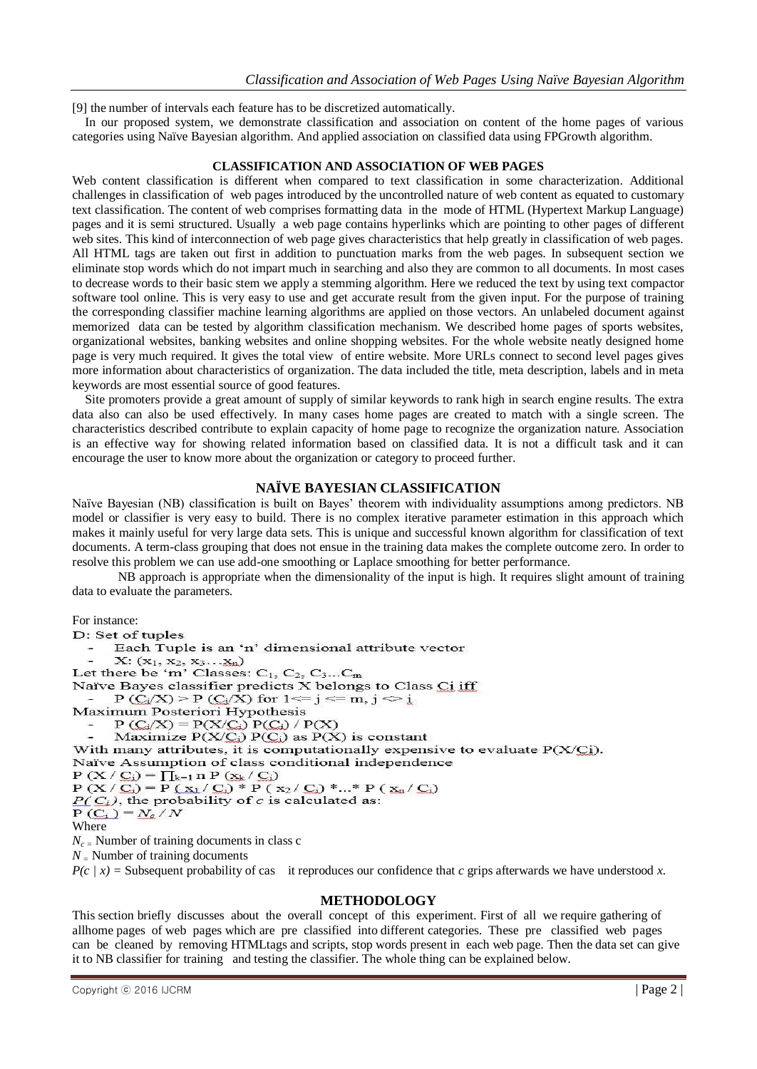[9] the number of intervals each feature has to be discretized automatically.

In our proposed system, we demonstrate classification and association on content of the home pages of various categories using Naïve Bayesian algorithm. And applied association on classified data using FPGrowth algorithm.

## CLASSIFICATION AND ASSOCIATION OF WEB PAGES

Web content classification is different when compared to text classification in some characterization. Additional challenges in classification of web pages introduced by the uncontrolled nature of web content as equated to customary text classification. The content of web comprises formatting data in the mode of HTML (Hypertext Markup Language) pages and it is semi structured. Usually a web page contains hyperlinks which are pointing to other pages of different web sites. This kind of interconnection of web page gives characteristics that help greatly in classification of web pages. All HTML tags are taken out first in addition to punctuation marks from the web pages. In subsequent section we eliminate stop words which do not impart much in searching and also they are common to all documents. In most cases to decrease words to their basic stem we apply a stemming algorithm. Here we reduced the text by using text compactor software tool online. This is very easy to use and get accurate result from the given input. For the purpose of training the corresponding classifier machine learning algorithms are applied on those vectors. An unlabeled document against memorized data can be tested by algorithm classification mechanism. We described home pages of sports websites, organizational websites, banking websites and online shopping websites. For the whole website neatly designed home page is very much required. It gives the total view of entire website. More URLs connect to second level pages gives more information about characteristics of organization. The data included the title, meta description, labels and in meta keywords are most essential source of good features.

Site promoters provide a great amount of supply of similar keywords to rank high in search engine results. The extra data also can also be used effectively. In many cases home pages are created to match with a single screen. The characteristics described contribute to explain capacity of home page to recognize the organization nature. Association is an effective way for showing related information based on classified data. It is not a difficult task and it can encourage the user to know more about the organization or category to proceed further.

## NAÏVE BAYESIAN CLASSIFICATION

Naïve Bayesian (NB) classification is built on Bayes' theorem with individuality assumptions among predictors. NB model or classifier is very easy to build. There is no complex iterative parameter estimation in this approach which makes it mainly useful for very large data sets. This is unique and successful known algorithm for classification of text documents. A term-class grouping that does not ensue in the training data makes the complete outcome zero. In order to resolve this problem we can use add-one smoothing or Laplace smoothing for better performance.

NB approach is appropriate when the dimensionality of the input is high. It requires slight amount of training data to evaluate the parameters.

For instance:

D: Set of tuples

- Each Tuple is an 'n' dimensional attribute vector
- X: $(x_1, x_2, x_3 \ldots x_n)$

Let there be 'm' Classes: $C_1, C_2, C_3 \ldots C_m$

Naïve Bayes classifier predicts X belongs to Class Ci iff

- $P(C_i/X) > P(C_j/X)$ for $1 <= j <= m, j <> i$

Maximum Posteriori Hypothesis

- $P(C_i/X) = P(X/C_i)\, P(C_i) / P(X)$
- Maximize $P(X/C_i)\, P(C_i)$ as $P(X)$ is constant

With many attributes, it is computationally expensive to evaluate P(X/Ci).

Naïve Assumption of class conditional independence

$P(X / C_i) = \prod_{k=1}^{n} P(x_k / C_i)$

$P(X / C_i) = P(x_1 / C_i) * P(x_2 / C_i) * \ldots * P(x_n / C_i)$

$P(C_i)$, the probability of $c$ is calculated as:

$P(C_i) = N_c / N$

Where

$N_c$ = Number of training documents in class c

$N$ = Number of training documents

$P(c \mid x)$ = Subsequent probability of cas it reproduces our confidence that $c$ grips afterwards we have understood $x$.

## METHODOLOGY

This section briefly discusses about the overall concept of this experiment. First of all we require gathering of allhome pages of web pages which are pre classified into different categories. These pre classified web pages can be cleaned by removing HTMLtags and scripts, stop words present in each web page. Then the data set can give it to NB classifier for training and testing the classifier. The whole thing can be explained below.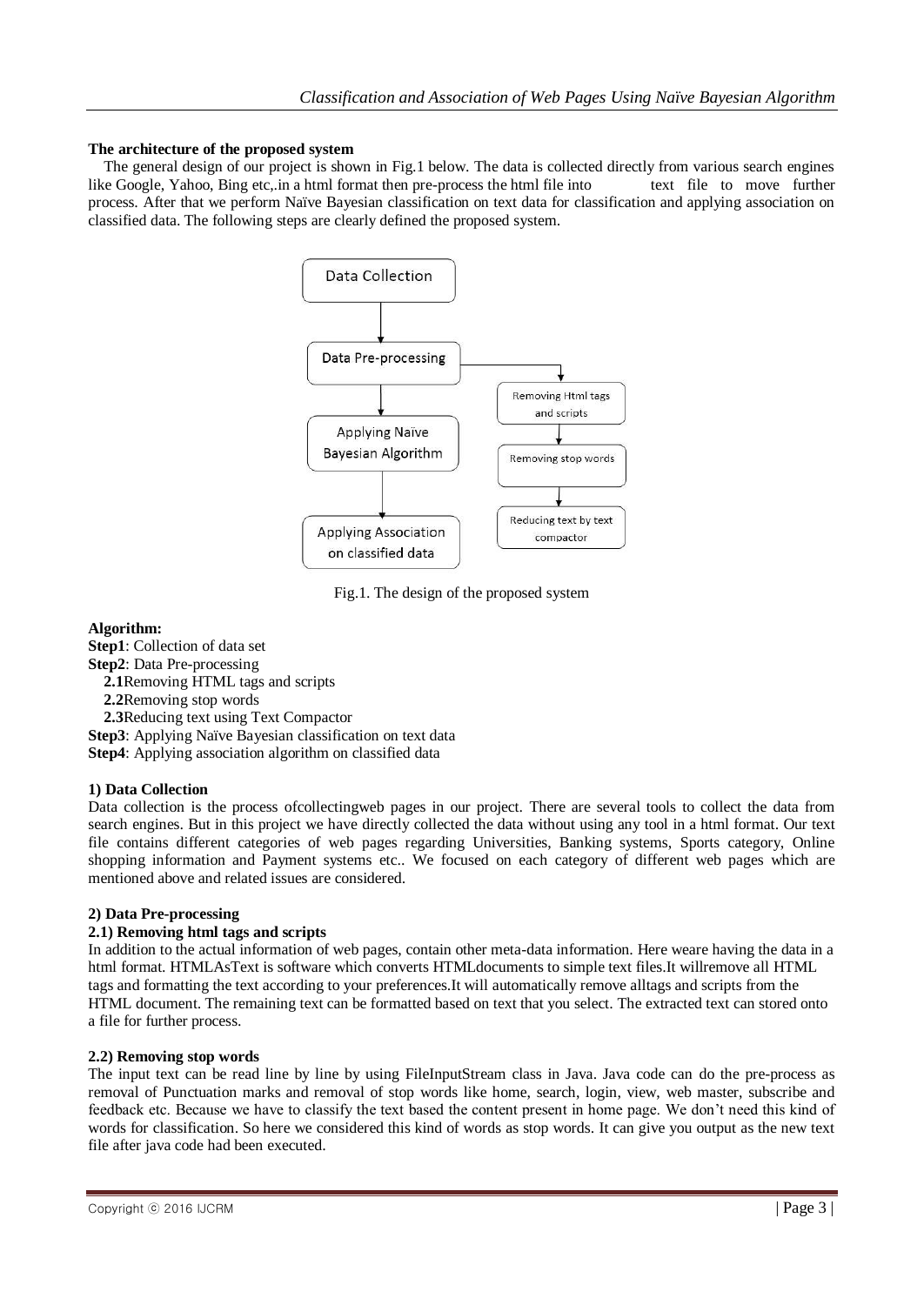**The architecture of the proposed system**

The general design of our project is shown in Fig.1 below. The data is collected directly from various search engines like Google, Yahoo, Bing etc,.in a html format then pre-process the html file into text file to move further process. After that we perform Naïve Bayesian classification on text data for classification and applying association on classified data. The following steps are clearly defined the proposed system.

Fig.1. The design of the proposed system

**Algorithm:**

**Step1**: Collection of data set

**Step2**: Data Pre-processing

- **2.1**Removing HTML tags and scripts
- **2.2**Removing stop words
- **2.3**Reducing text using Text Compactor

**Step3**: Applying Naïve Bayesian classification on text data

**Step4**: Applying association algorithm on classified data

**1) Data Collection**

Data collection is the process ofcollectingweb pages in our project. There are several tools to collect the data from search engines. But in this project we have directly collected the data without using any tool in a html format. Our text file contains different categories of web pages regarding Universities, Banking systems, Sports category, Online shopping information and Payment systems etc.. We focused on each category of different web pages which are mentioned above and related issues are considered.

**2) Data Pre-processing**

**2.1) Removing html tags and scripts**

In addition to the actual information of web pages, contain other meta-data information. Here weare having the data in a html format. HTMLAsText is software which converts HTMLdocuments to simple text files.It willremove all HTML tags and formatting the text according to your preferences.It will automatically remove alltags and scripts from the HTML document. The remaining text can be formatted based on text that you select. The extracted text can stored onto a file for further process.

**2.2) Removing stop words**

The input text can be read line by line by using FileInputStream class in Java. Java code can do the pre-process as removal of Punctuation marks and removal of stop words like home, search, login, view, web master, subscribe and feedback etc. Because we have to classify the text based the content present in home page. We don't need this kind of words for classification. So here we considered this kind of words as stop words. It can give you output as the new text file after java code had been executed.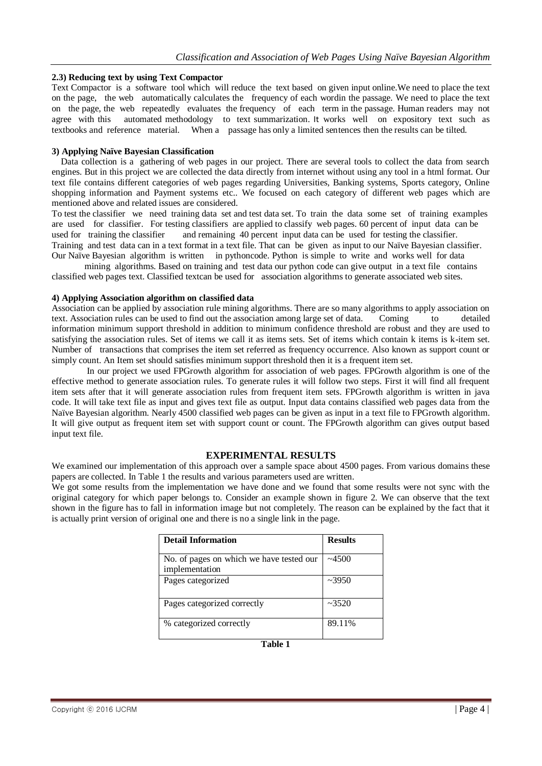### 2.3) Reducing text by using Text Compactor

Text Compactor is a software tool which will reduce the text based on given input online.We need to place the text on the page, the web automatically calculates the frequency of each wordin the passage. We need to place the text on the page, the web repeatedly evaluates the frequency of each term in the passage. Human readers may not agree with this automated methodology to text summarization. It works well on expository text such as textbooks and reference material. When a passage has only a limited sentences then the results can be tilted.

### 3) Applying Naïve Bayesian Classification

Data collection is a gathering of web pages in our project. There are several tools to collect the data from search engines. But in this project we are collected the data directly from internet without using any tool in a html format. Our text file contains different categories of web pages regarding Universities, Banking systems, Sports category, Online shopping information and Payment systems etc.. We focused on each category of different web pages which are mentioned above and related issues are considered.

To test the classifier we need training data set and test data set. To train the data some set of training examples are used for classifier. For testing classifiers are applied to classify web pages. 60 percent of input data can be used for training the classifier and remaining 40 percent input data can be used for testing the classifier.

Training and test data can in a text format in a text file. That can be given as input to our Naïve Bayesian classifier. Our Naïve Bayesian algorithm is written in pythoncode. Python is simple to write and works well for data mining algorithms. Based on training and test data our python code can give output in a text file contains classified web pages text. Classified textcan be used for association algorithms to generate associated web sites.

### 4) Applying Association algorithm on classified data

Association can be applied by association rule mining algorithms. There are so many algorithms to apply association on text. Association rules can be used to find out the association among large set of data. Coming to detailed information minimum support threshold in addition to minimum confidence threshold are robust and they are used to satisfying the association rules. Set of items we call it as items sets. Set of items which contain k items is k-item set. Number of transactions that comprises the item set referred as frequency occurrence. Also known as support count or simply count. An Item set should satisfies minimum support threshold then it is a frequent item set.

In our project we used FPGrowth algorithm for association of web pages. FPGrowth algorithm is one of the effective method to generate association rules. To generate rules it will follow two steps. First it will find all frequent item sets after that it will generate association rules from frequent item sets. FPGrowth algorithm is written in java code. It will take text file as input and gives text file as output. Input data contains classified web pages data from the Naïve Bayesian algorithm. Nearly 4500 classified web pages can be given as input in a text file to FPGrowth algorithm. It will give output as frequent item set with support count or count. The FPGrowth algorithm can gives output based input text file.

## EXPERIMENTAL RESULTS

We examined our implementation of this approach over a sample space about 4500 pages. From various domains these papers are collected. In Table 1 the results and various parameters used are written.

We got some results from the implementation we have done and we found that some results were not sync with the original category for which paper belongs to. Consider an example shown in figure 2. We can observe that the text shown in the figure has to fall in information image but not completely. The reason can be explained by the fact that it is actually print version of original one and there is no a single link in the page.

| Detail Information | Results |
| --- | --- |
| No. of pages on which we have tested our implementation | ~4500 |
| Pages categorized | ~3950 |
| Pages categorized correctly | ~3520 |
| % categorized correctly | 89.11% |

**Table 1**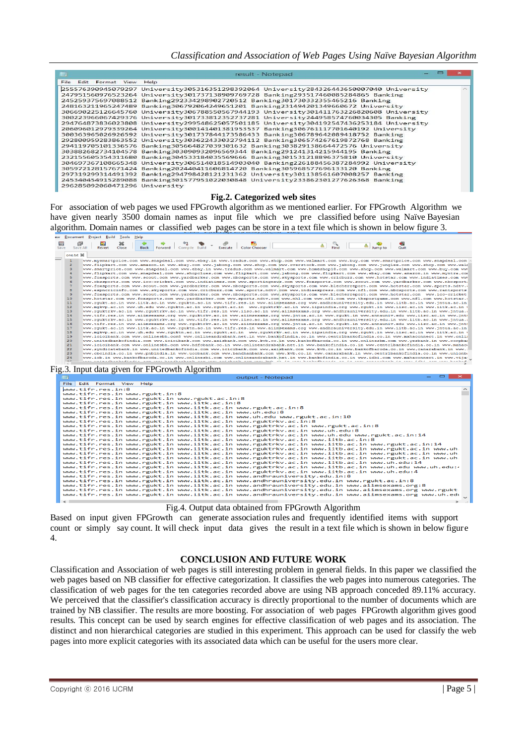Fig.2. Categorized web sites

For association of web pages we used FPGrowth algorithm as we mentioned earlier. For FPGrowth Algorithm we have given nearly 3500 domain names as input file which we pre classified before using Naïve Bayesian algorithm. Domain names or classified web pages can be store in a text file which is shown in below figure 3.

Fig.3. Input data given for FPGrowth Algorithm

Fig.4. Output data obtained from FPGrowth Algorithm

Based on input given FPGrowth can generate association rules and frequently identified items with support count or simply say count. It will check input data gives the result in a text file which is shown in below figure 4.

## CONCLUSION AND FUTURE WORK

Classification and Association of web pages is still interesting problem in general fields. In this paper we classified the web pages based on NB classifier for effective categorization. It classifies the web pages into numerous categories. The classification of web pages for the ten categories recorded above are using NB approach conceded 89.11% accuracy. We perceived that the classifier's classification accuracy is directly proportional to the number of documents which are trained by NB classifier. The results are more boosting. For association of web pages FPGrowth algorithm gives good results. This concept can be used by search engines for effective classification of web pages and its association. The distinct and non hierarchical categories are studied in this experiment. This approach can be used for classify the web pages into more explicit categories with its associated data which can be useful for the users more clear.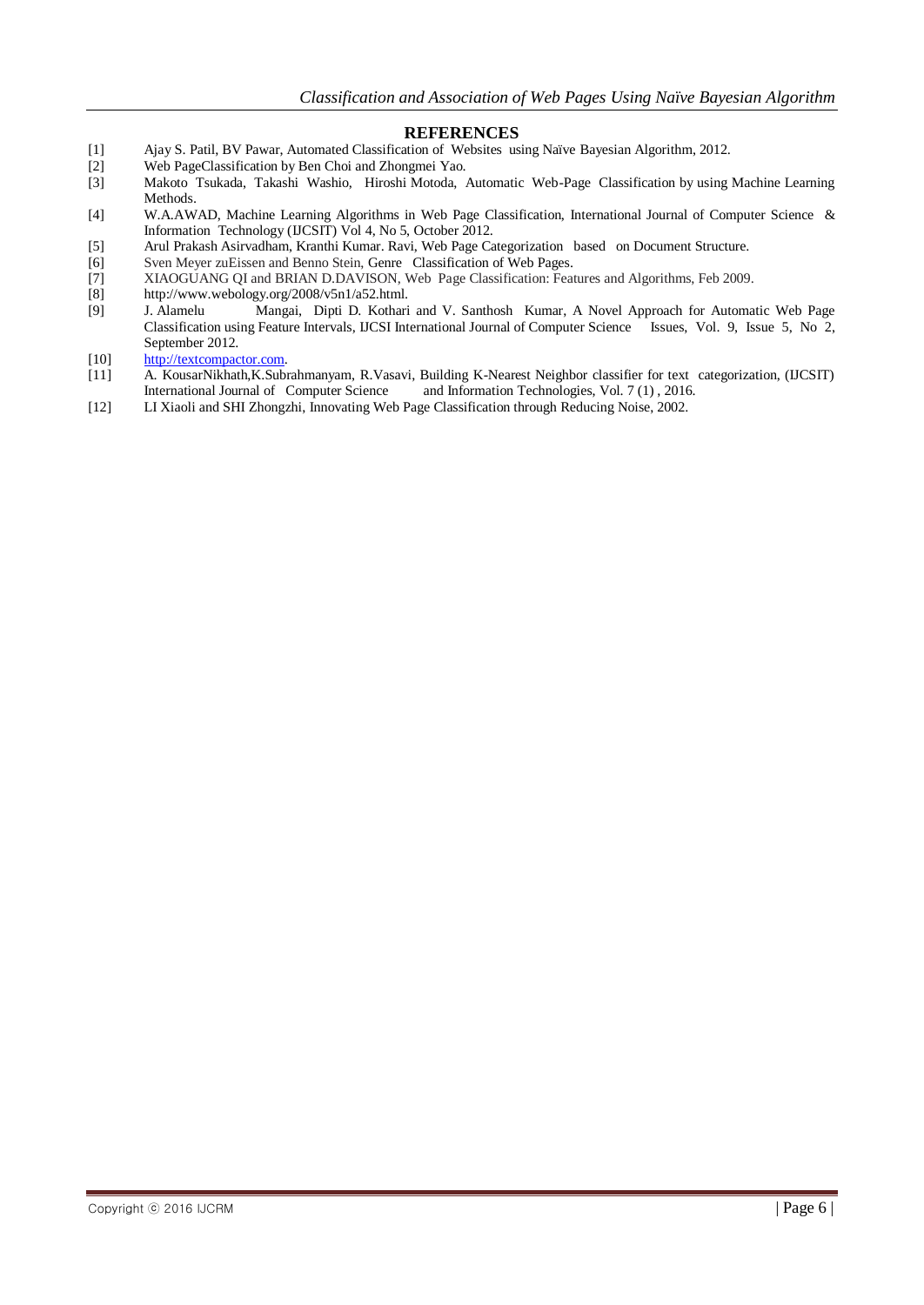## REFERENCES

[1] Ajay S. Patil, BV Pawar, Automated Classification of Websites using Naïve Bayesian Algorithm, 2012.

[2] Web PageClassification by Ben Choi and Zhongmei Yao.

[3] Makoto Tsukada, Takashi Washio, Hiroshi Motoda, Automatic Web-Page Classification by using Machine Learning Methods.

[4] W.A.AWAD, Machine Learning Algorithms in Web Page Classification, International Journal of Computer Science & Information Technology (IJCSIT) Vol 4, No 5, October 2012.

[5] Arul Prakash Asirvadham, Kranthi Kumar. Ravi, Web Page Categorization based on Document Structure.

[6] Sven Meyer zuEissen and Benno Stein, Genre Classification of Web Pages.

[7] XIAOGUANG QI and BRIAN D.DAVISON, Web Page Classification: Features and Algorithms, Feb 2009.

[8] http://www.webology.org/2008/v5n1/a52.html.

[9] J. Alamelu Mangai, Dipti D. Kothari and V. Santhosh Kumar, A Novel Approach for Automatic Web Page Classification using Feature Intervals, IJCSI International Journal of Computer Science Issues, Vol. 9, Issue 5, No 2, September 2012.

[10] http://textcompactor.com.

[11] A. KousarNikhath,K.Subrahmanyam, R.Vasavi, Building K-Nearest Neighbor classifier for text categorization, (IJCSIT) International Journal of Computer Science and Information Technologies, Vol. 7 (1) , 2016.

[12] LI Xiaoli and SHI Zhongzhi, Innovating Web Page Classification through Reducing Noise, 2002.